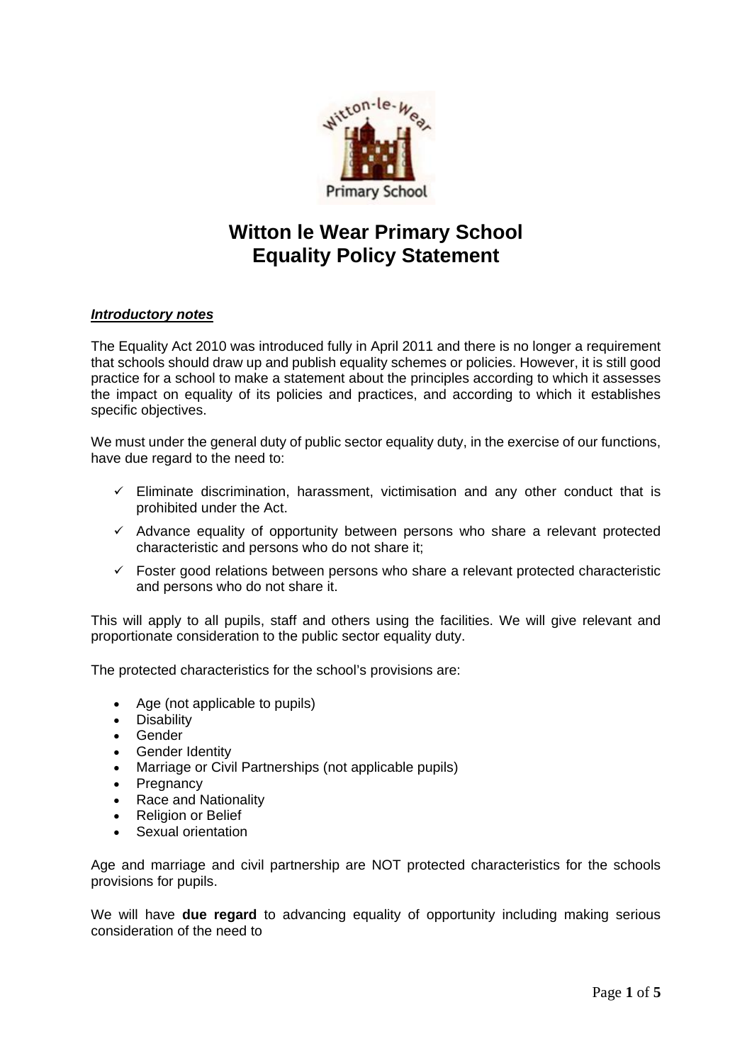# Witton le Wear Primary School
# Equality Policy Statement

***Introductory notes***

The Equality Act 2010 was introduced fully in April 2011 and there is no longer a requirement that schools should draw up and publish equality schemes or policies. However, it is still good practice for a school to make a statement about the principles according to which it assesses the impact on equality of its policies and practices, and according to which it establishes specific objectives.

We must under the general duty of public sector equality duty, in the exercise of our functions, have due regard to the need to:

- ✓ Eliminate discrimination, harassment, victimisation and any other conduct that is prohibited under the Act.
- ✓ Advance equality of opportunity between persons who share a relevant protected characteristic and persons who do not share it;
- ✓ Foster good relations between persons who share a relevant protected characteristic and persons who do not share it.

This will apply to all pupils, staff and others using the facilities. We will give relevant and proportionate consideration to the public sector equality duty.

The protected characteristics for the school's provisions are:

- Age (not applicable to pupils)
- Disability
- Gender
- Gender Identity
- Marriage or Civil Partnerships (not applicable pupils)
- Pregnancy
- Race and Nationality
- Religion or Belief
- Sexual orientation

Age and marriage and civil partnership are NOT protected characteristics for the schools provisions for pupils.

We will have **due regard** to advancing equality of opportunity including making serious consideration of the need to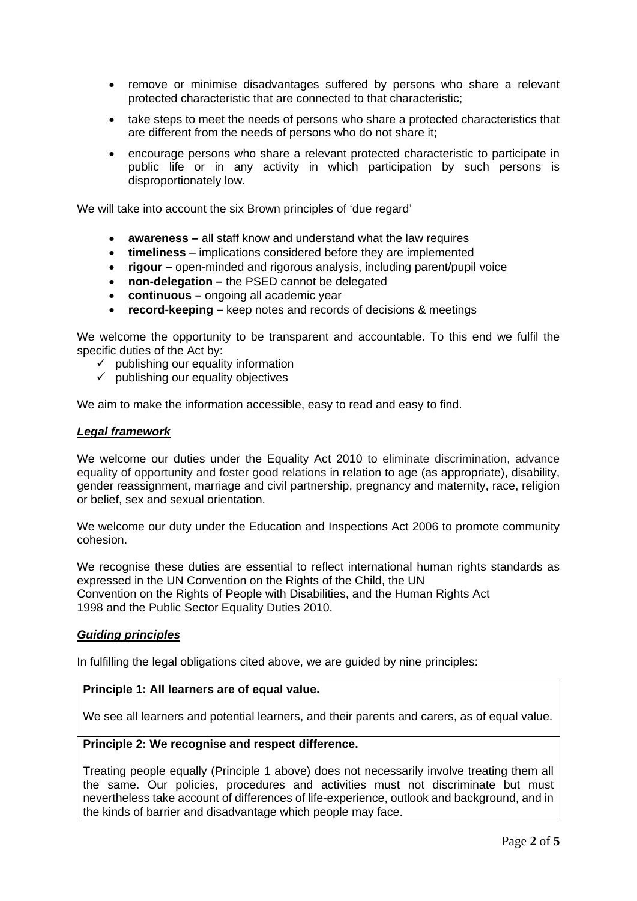- remove or minimise disadvantages suffered by persons who share a relevant protected characteristic that are connected to that characteristic;
- take steps to meet the needs of persons who share a protected characteristics that are different from the needs of persons who do not share it;
- encourage persons who share a relevant protected characteristic to participate in public life or in any activity in which participation by such persons is disproportionately low.

We will take into account the six Brown principles of 'due regard'

- **awareness –** all staff know and understand what the law requires
- **timeliness** – implications considered before they are implemented
- **rigour –** open-minded and rigorous analysis, including parent/pupil voice
- **non-delegation –** the PSED cannot be delegated
- **continuous –** ongoing all academic year
- **record-keeping –** keep notes and records of decisions & meetings

We welcome the opportunity to be transparent and accountable. To this end we fulfil the specific duties of the Act by:

- ✓ publishing our equality information
- ✓ publishing our equality objectives

We aim to make the information accessible, easy to read and easy to find.

***Legal framework***

We welcome our duties under the Equality Act 2010 to eliminate discrimination, advance equality of opportunity and foster good relations in relation to age (as appropriate), disability, gender reassignment, marriage and civil partnership, pregnancy and maternity, race, religion or belief, sex and sexual orientation.

We welcome our duty under the Education and Inspections Act 2006 to promote community cohesion.

We recognise these duties are essential to reflect international human rights standards as expressed in the UN Convention on the Rights of the Child, the UN Convention on the Rights of People with Disabilities, and the Human Rights Act 1998 and the Public Sector Equality Duties 2010.

***Guiding principles***

In fulfilling the legal obligations cited above, we are guided by nine principles:

**Principle 1: All learners are of equal value.**

We see all learners and potential learners, and their parents and carers, as of equal value.

**Principle 2: We recognise and respect difference.**

Treating people equally (Principle 1 above) does not necessarily involve treating them all the same. Our policies, procedures and activities must not discriminate but must nevertheless take account of differences of life-experience, outlook and background, and in the kinds of barrier and disadvantage which people may face.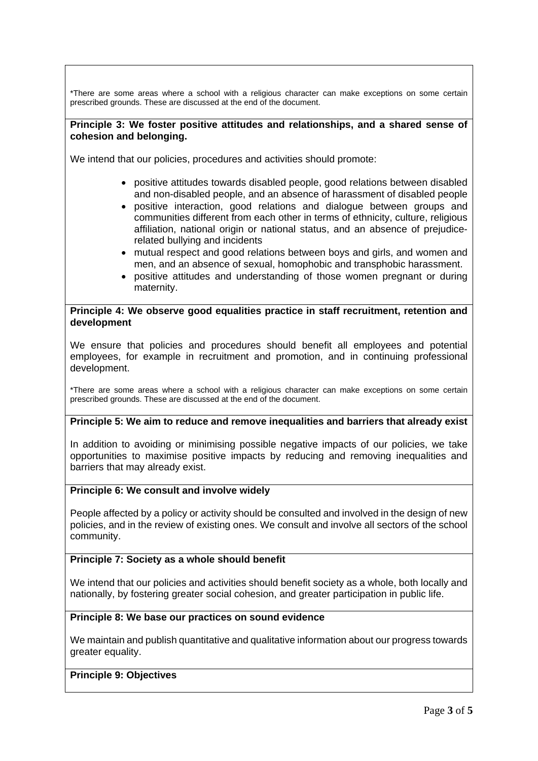*There are some areas where a school with a religious character can make exceptions on some certain prescribed grounds. These are discussed at the end of the document.

**Principle 3: We foster positive attitudes and relationships, and a shared sense of cohesion and belonging.**

We intend that our policies, procedures and activities should promote:

- positive attitudes towards disabled people, good relations between disabled and non-disabled people, and an absence of harassment of disabled people
- positive interaction, good relations and dialogue between groups and communities different from each other in terms of ethnicity, culture, religious affiliation, national origin or national status, and an absence of prejudice-related bullying and incidents
- mutual respect and good relations between boys and girls, and women and men, and an absence of sexual, homophobic and transphobic harassment.
- positive attitudes and understanding of those women pregnant or during maternity.

**Principle 4: We observe good equalities practice in staff recruitment, retention and development**

We ensure that policies and procedures should benefit all employees and potential employees, for example in recruitment and promotion, and in continuing professional development.

*There are some areas where a school with a religious character can make exceptions on some certain prescribed grounds. These are discussed at the end of the document.

**Principle 5: We aim to reduce and remove inequalities and barriers that already exist**

In addition to avoiding or minimising possible negative impacts of our policies, we take opportunities to maximise positive impacts by reducing and removing inequalities and barriers that may already exist.

**Principle 6: We consult and involve widely**

People affected by a policy or activity should be consulted and involved in the design of new policies, and in the review of existing ones. We consult and involve all sectors of the school community.

**Principle 7: Society as a whole should benefit**

We intend that our policies and activities should benefit society as a whole, both locally and nationally, by fostering greater social cohesion, and greater participation in public life.

**Principle 8: We base our practices on sound evidence**

We maintain and publish quantitative and qualitative information about our progress towards greater equality.

**Principle 9: Objectives**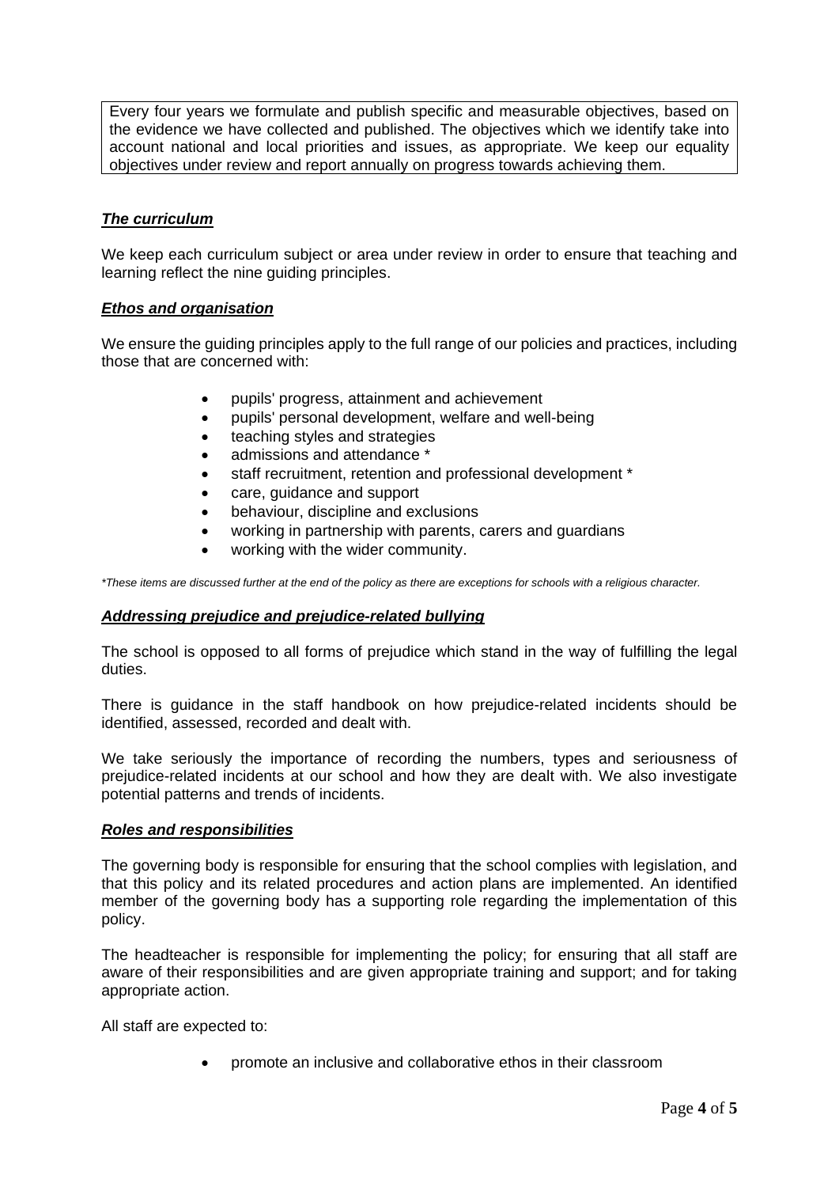Every four years we formulate and publish specific and measurable objectives, based on the evidence we have collected and published. The objectives which we identify take into account national and local priorities and issues, as appropriate. We keep our equality objectives under review and report annually on progress towards achieving them.

### ***The curriculum***

We keep each curriculum subject or area under review in order to ensure that teaching and learning reflect the nine guiding principles.

### ***Ethos and organisation***

We ensure the guiding principles apply to the full range of our policies and practices, including those that are concerned with:

- pupils' progress, attainment and achievement
- pupils' personal development, welfare and well-being
- teaching styles and strategies
- admissions and attendance *
- staff recruitment, retention and professional development *
- care, guidance and support
- behaviour, discipline and exclusions
- working in partnership with parents, carers and guardians
- working with the wider community.

*\*These items are discussed further at the end of the policy as there are exceptions for schools with a religious character.*

### ***Addressing prejudice and prejudice-related bullying***

The school is opposed to all forms of prejudice which stand in the way of fulfilling the legal duties.

There is guidance in the staff handbook on how prejudice-related incidents should be identified, assessed, recorded and dealt with.

We take seriously the importance of recording the numbers, types and seriousness of prejudice-related incidents at our school and how they are dealt with. We also investigate potential patterns and trends of incidents.

### ***Roles and responsibilities***

The governing body is responsible for ensuring that the school complies with legislation, and that this policy and its related procedures and action plans are implemented. An identified member of the governing body has a supporting role regarding the implementation of this policy.

The headteacher is responsible for implementing the policy; for ensuring that all staff are aware of their responsibilities and are given appropriate training and support; and for taking appropriate action.

All staff are expected to:

- promote an inclusive and collaborative ethos in their classroom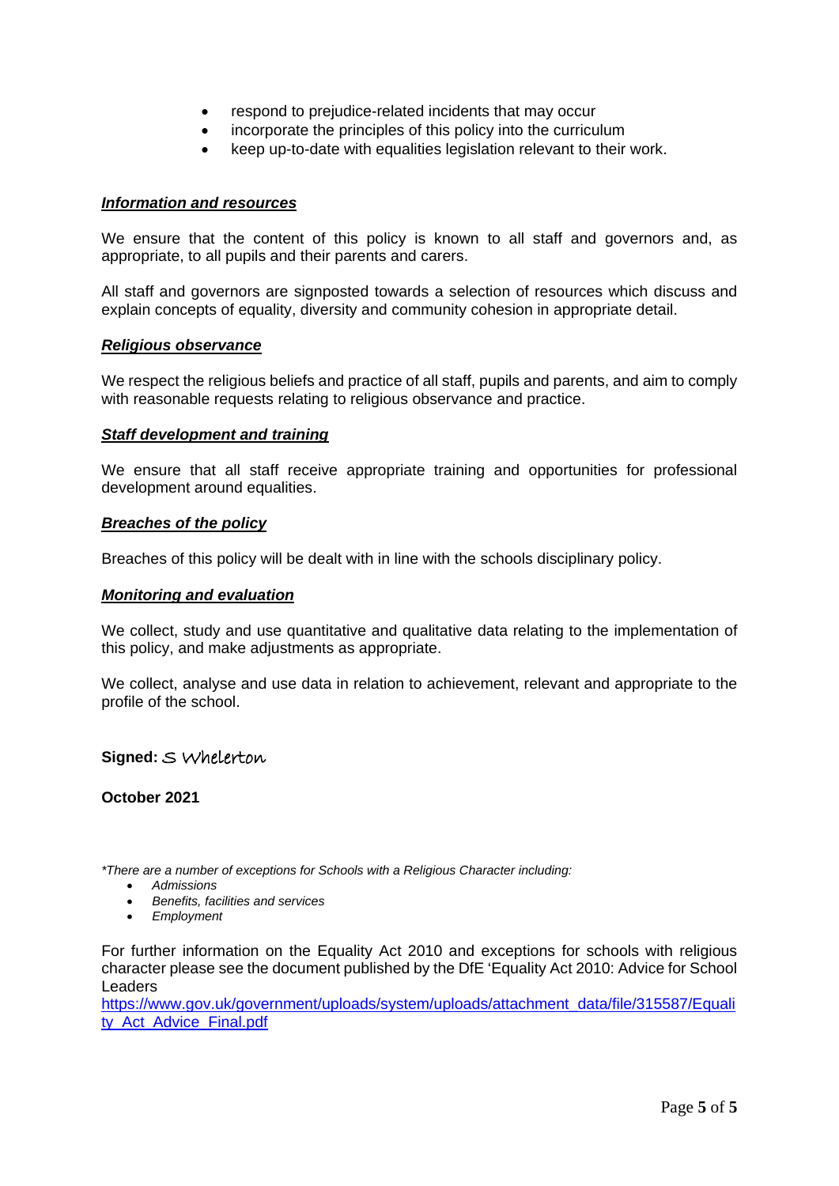- respond to prejudice-related incidents that may occur
- incorporate the principles of this policy into the curriculum
- keep up-to-date with equalities legislation relevant to their work.

***Information and resources***

We ensure that the content of this policy is known to all staff and governors and, as appropriate, to all pupils and their parents and carers.

All staff and governors are signposted towards a selection of resources which discuss and explain concepts of equality, diversity and community cohesion in appropriate detail.

***Religious observance***

We respect the religious beliefs and practice of all staff, pupils and parents, and aim to comply with reasonable requests relating to religious observance and practice.

***Staff development and training***

We ensure that all staff receive appropriate training and opportunities for professional development around equalities.

***Breaches of the policy***

Breaches of this policy will be dealt with in line with the schools disciplinary policy.

***Monitoring and evaluation***

We collect, study and use quantitative and qualitative data relating to the implementation of this policy, and make adjustments as appropriate.

We collect, analyse and use data in relation to achievement, relevant and appropriate to the profile of the school.

**Signed:** S Whelerton

**October 2021**

*\*There are a number of exceptions for Schools with a Religious Character including:*

- *Admissions*
- *Benefits, facilities and services*
- *Employment*

For further information on the Equality Act 2010 and exceptions for schools with religious character please see the document published by the DfE 'Equality Act 2010: Advice for School Leaders https://www.gov.uk/government/uploads/system/uploads/attachment_data/file/315587/Equality_Act_Advice_Final.pdf